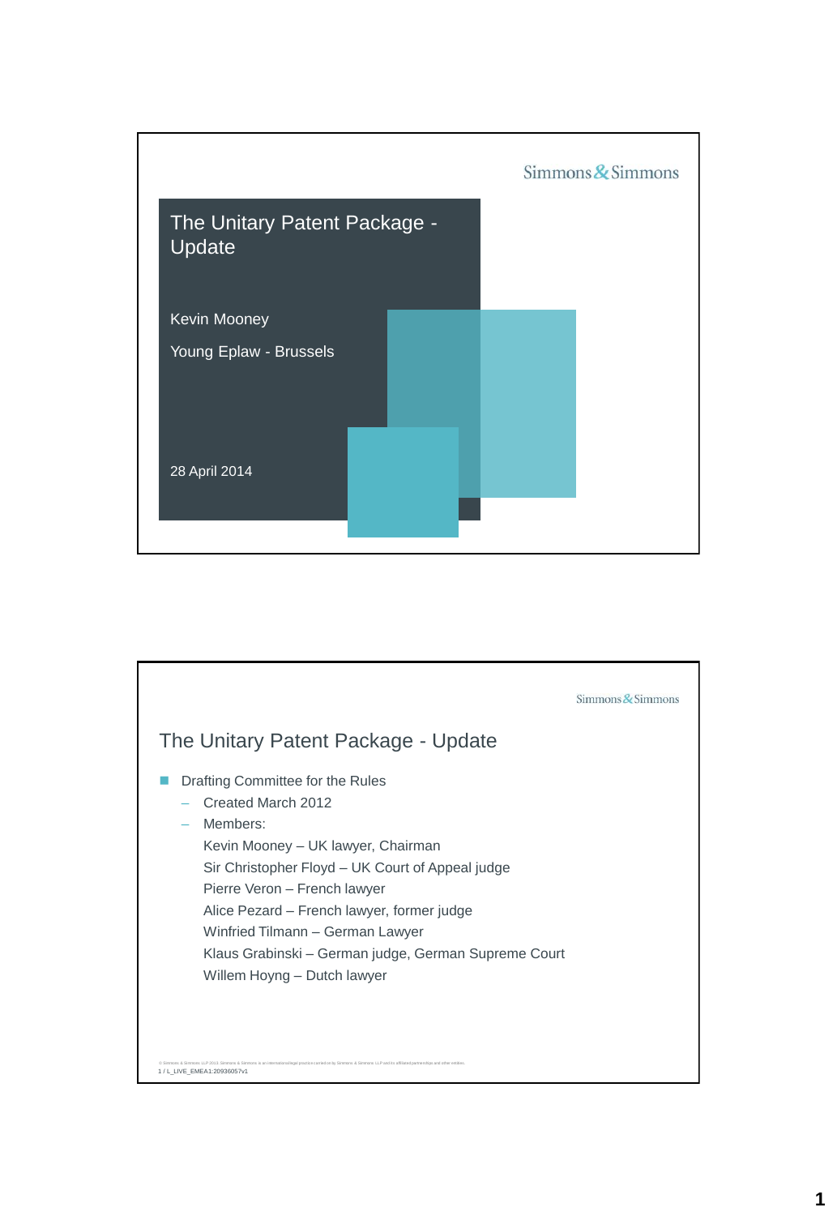Simmons & Simmons

# The Unitary Patent Package - Update

Kevin Mooney

Young Eplaw - Brussels

28 April 2014

---

Simmons & Simmons

## The Unitary Patent Package - Update

- Drafting Committee for the Rules
  - Created March 2012
  - Members:

    Kevin Mooney – UK lawyer, Chairman

    Sir Christopher Floyd – UK Court of Appeal judge

    Pierre Veron – French lawyer

    Alice Pezard – French lawyer, former judge

    Winfried Tilmann – German Lawyer

    Klaus Grabinski – German judge, German Supreme Court

    Willem Hoyng – Dutch lawyer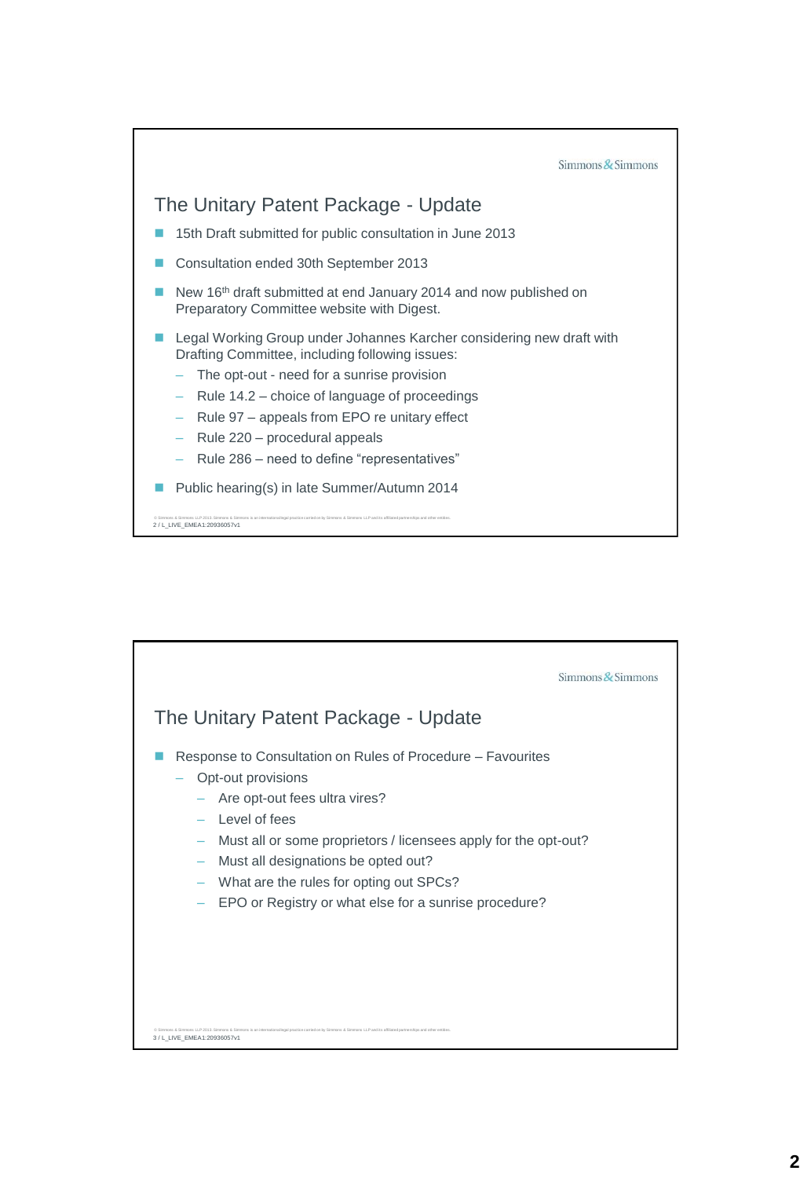## The Unitary Patent Package - Update

- 15th Draft submitted for public consultation in June 2013
- Consultation ended 30th September 2013
- New 16th draft submitted at end January 2014 and now published on Preparatory Committee website with Digest.
- Legal Working Group under Johannes Karcher considering new draft with Drafting Committee, including following issues:
  - The opt-out - need for a sunrise provision
  - Rule 14.2 – choice of language of proceedings
  - Rule 97 – appeals from EPO re unitary effect
  - Rule 220 – procedural appeals
  - Rule 286 – need to define "representatives"
- Public hearing(s) in late Summer/Autumn 2014

## The Unitary Patent Package - Update

- Response to Consultation on Rules of Procedure – Favourites
  - Opt-out provisions
    - Are opt-out fees ultra vires?
    - Level of fees
    - Must all or some proprietors / licensees apply for the opt-out?
    - Must all designations be opted out?
    - What are the rules for opting out SPCs?
    - EPO or Registry or what else for a sunrise procedure?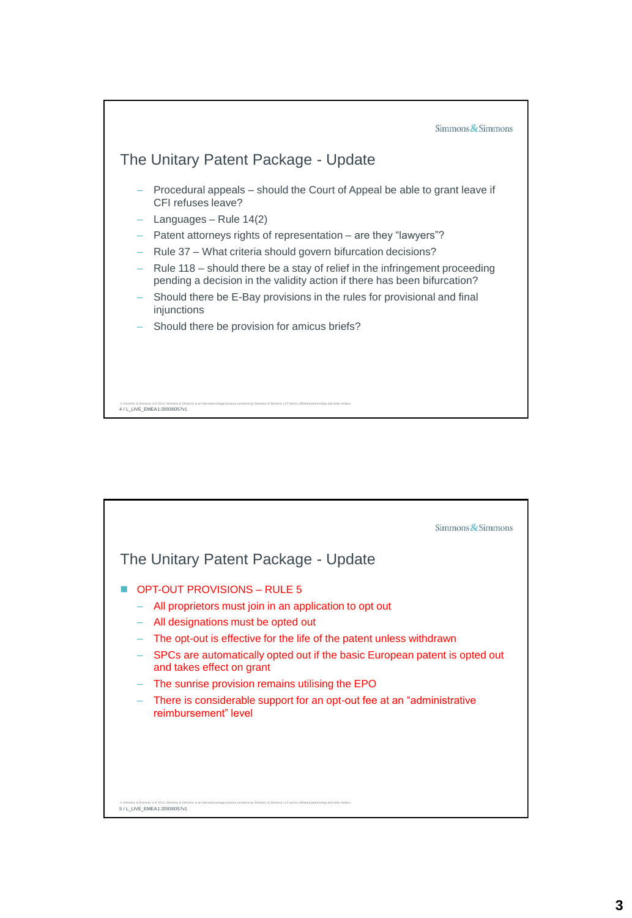## The Unitary Patent Package - Update

- Procedural appeals – should the Court of Appeal be able to grant leave if CFI refuses leave?
- Languages – Rule 14(2)
- Patent attorneys rights of representation – are they "lawyers"?
- Rule 37 – What criteria should govern bifurcation decisions?
- Rule 118 – should there be a stay of relief in the infringement proceeding pending a decision in the validity action if there has been bifurcation?
- Should there be E-Bay provisions in the rules for provisional and final injunctions
- Should there be provision for amicus briefs?

## The Unitary Patent Package - Update

- OPT-OUT PROVISIONS – RULE 5
  - All proprietors must join in an application to opt out
  - All designations must be opted out
  - The opt-out is effective for the life of the patent unless withdrawn
  - SPCs are automatically opted out if the basic European patent is opted out and takes effect on grant
  - The sunrise provision remains utilising the EPO
  - There is considerable support for an opt-out fee at an "administrative reimbursement" level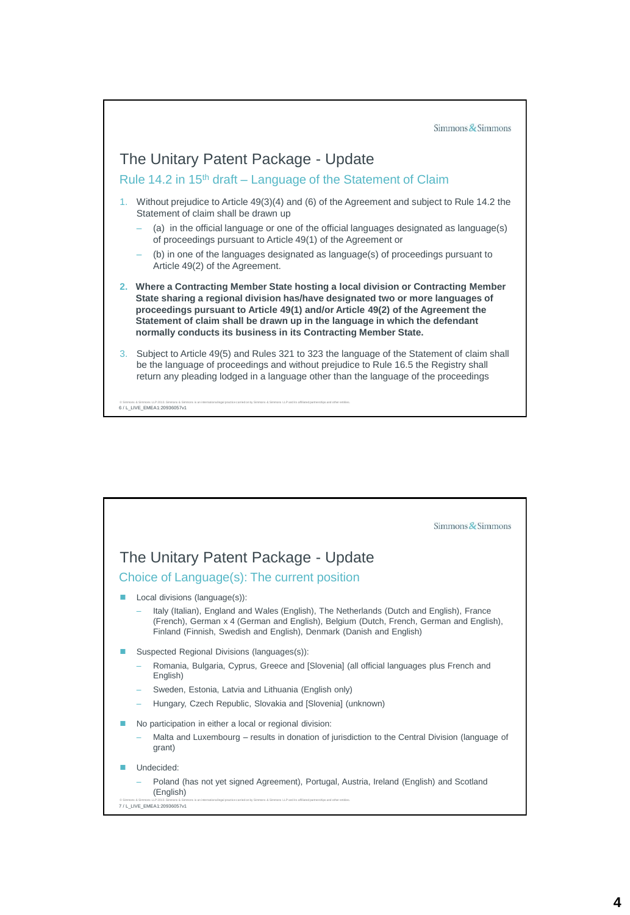## The Unitary Patent Package - Update

### Rule 14.2 in 15th draft – Language of the Statement of Claim

1. Without prejudice to Article 49(3)(4) and (6) of the Agreement and subject to Rule 14.2 the Statement of claim shall be drawn up
   - (a) in the official language or one of the official languages designated as language(s) of proceedings pursuant to Article 49(1) of the Agreement or
   - (b) in one of the languages designated as language(s) of proceedings pursuant to Article 49(2) of the Agreement.
2. **Where a Contracting Member State hosting a local division or Contracting Member State sharing a regional division has/have designated two or more languages of proceedings pursuant to Article 49(1) and/or Article 49(2) of the Agreement the Statement of claim shall be drawn up in the language in which the defendant normally conducts its business in its Contracting Member State.**
3. Subject to Article 49(5) and Rules 321 to 323 the language of the Statement of claim shall be the language of proceedings and without prejudice to Rule 16.5 the Registry shall return any pleading lodged in a language other than the language of the proceedings

## The Unitary Patent Package - Update

### Choice of Language(s): The current position

- Local divisions (language(s)):
  - Italy (Italian), England and Wales (English), The Netherlands (Dutch and English), France (French), German x 4 (German and English), Belgium (Dutch, French, German and English), Finland (Finnish, Swedish and English), Denmark (Danish and English)
- Suspected Regional Divisions (languages(s)):
  - Romania, Bulgaria, Cyprus, Greece and [Slovenia] (all official languages plus French and English)
  - Sweden, Estonia, Latvia and Lithuania (English only)
  - Hungary, Czech Republic, Slovakia and [Slovenia] (unknown)
- No participation in either a local or regional division:
  - Malta and Luxembourg – results in donation of jurisdiction to the Central Division (language of grant)
- Undecided:
  - Poland (has not yet signed Agreement), Portugal, Austria, Ireland (English) and Scotland (English)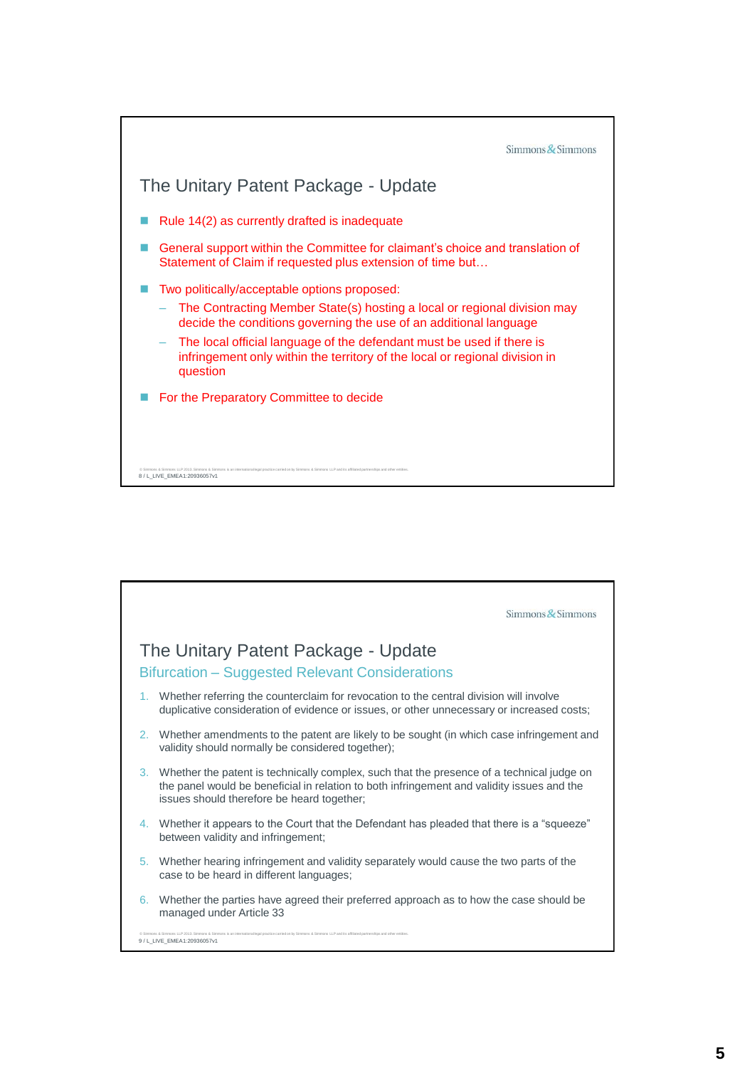## The Unitary Patent Package - Update

- Rule 14(2) as currently drafted is inadequate
- General support within the Committee for claimant's choice and translation of Statement of Claim if requested plus extension of time but…
- Two politically/acceptable options proposed:
  - The Contracting Member State(s) hosting a local or regional division may decide the conditions governing the use of an additional language
  - The local official language of the defendant must be used if there is infringement only within the territory of the local or regional division in question
- For the Preparatory Committee to decide

## The Unitary Patent Package - Update

### Bifurcation – Suggested Relevant Considerations

1. Whether referring the counterclaim for revocation to the central division will involve duplicative consideration of evidence or issues, or other unnecessary or increased costs;
2. Whether amendments to the patent are likely to be sought (in which case infringement and validity should normally be considered together);
3. Whether the patent is technically complex, such that the presence of a technical judge on the panel would be beneficial in relation to both infringement and validity issues and the issues should therefore be heard together;
4. Whether it appears to the Court that the Defendant has pleaded that there is a "squeeze" between validity and infringement;
5. Whether hearing infringement and validity separately would cause the two parts of the case to be heard in different languages;
6. Whether the parties have agreed their preferred approach as to how the case should be managed under Article 33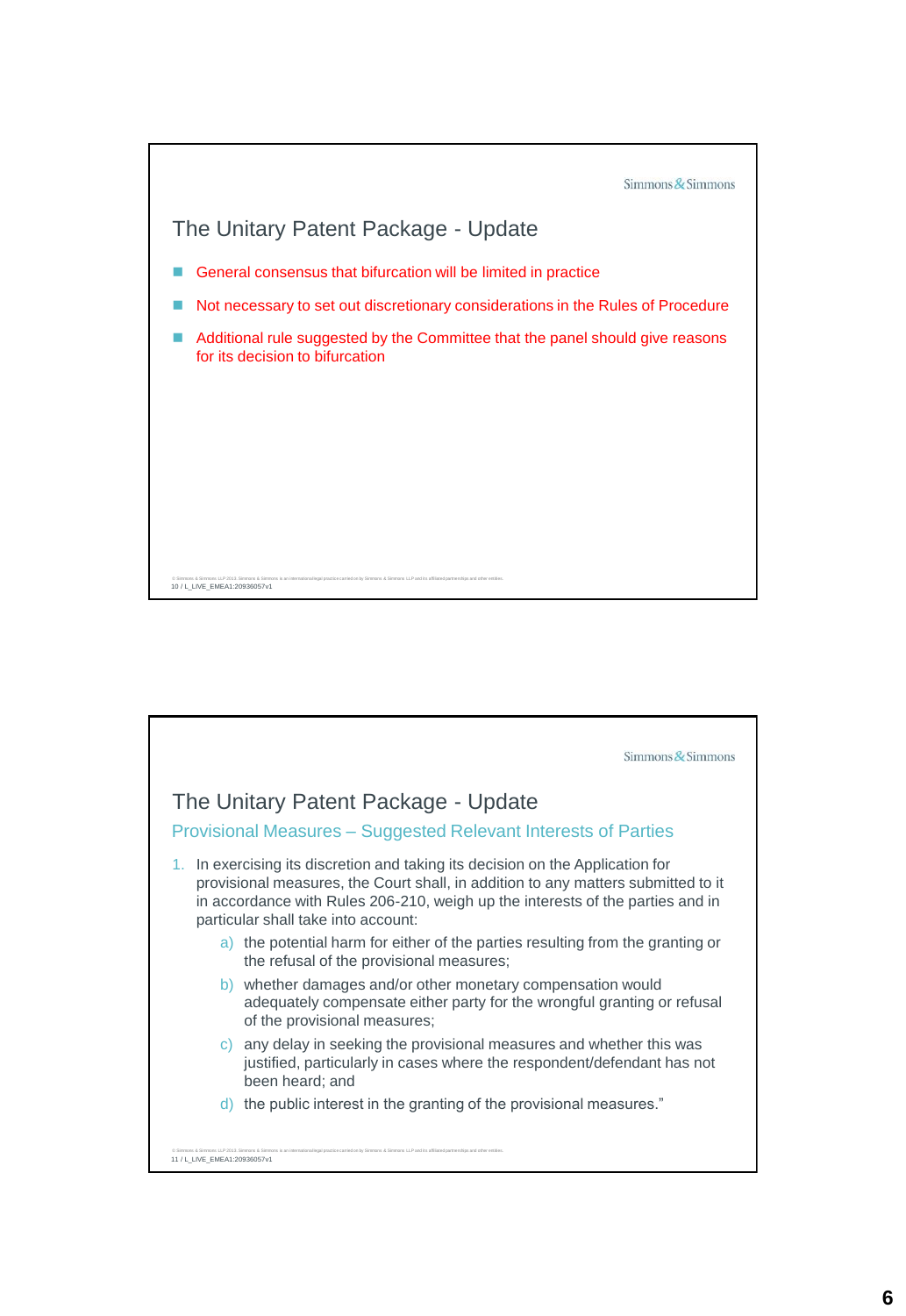## The Unitary Patent Package - Update

- General consensus that bifurcation will be limited in practice
- Not necessary to set out discretionary considerations in the Rules of Procedure
- Additional rule suggested by the Committee that the panel should give reasons for its decision to bifurcation

## The Unitary Patent Package - Update

### Provisional Measures – Suggested Relevant Interests of Parties

1. In exercising its discretion and taking its decision on the Application for provisional measures, the Court shall, in addition to any matters submitted to it in accordance with Rules 206-210, weigh up the interests of the parties and in particular shall take into account:
   a) the potential harm for either of the parties resulting from the granting or the refusal of the provisional measures;
   b) whether damages and/or other monetary compensation would adequately compensate either party for the wrongful granting or refusal of the provisional measures;
   c) any delay in seeking the provisional measures and whether this was justified, particularly in cases where the respondent/defendant has not been heard; and
   d) the public interest in the granting of the provisional measures."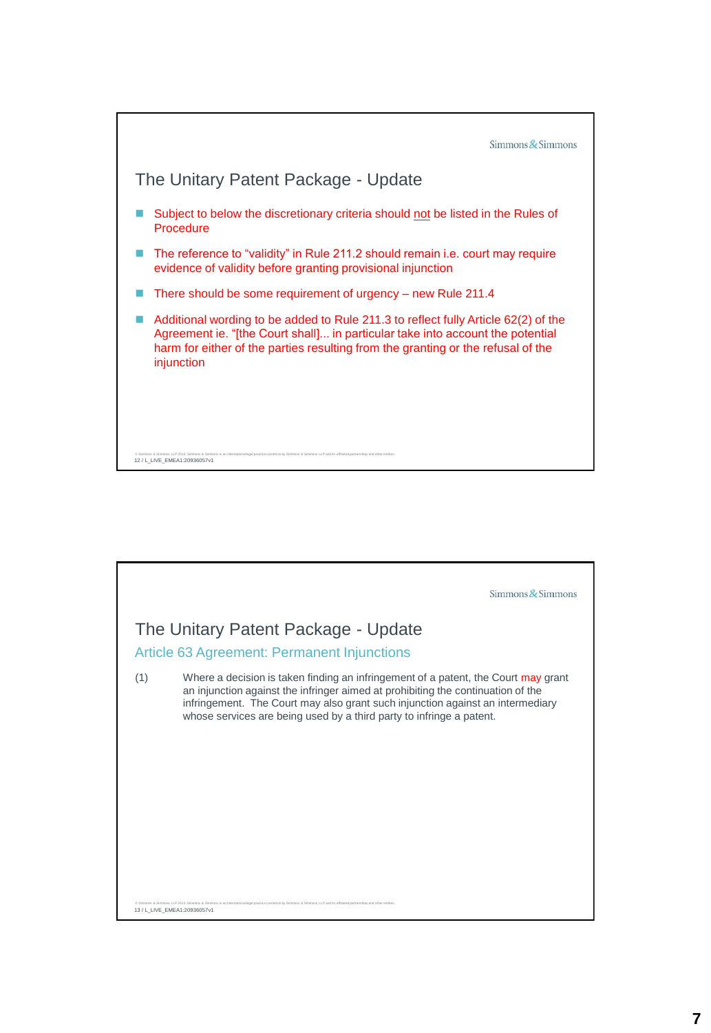## The Unitary Patent Package - Update

- Subject to below the discretionary criteria should not be listed in the Rules of Procedure
- The reference to "validity" in Rule 211.2 should remain i.e. court may require evidence of validity before granting provisional injunction
- There should be some requirement of urgency – new Rule 211.4
- Additional wording to be added to Rule 211.3 to reflect fully Article 62(2) of the Agreement ie. "[the Court shall]... in particular take into account the potential harm for either of the parties resulting from the granting or the refusal of the injunction

## The Unitary Patent Package - Update

### Article 63 Agreement: Permanent Injunctions

(1) Where a decision is taken finding an infringement of a patent, the Court may grant an injunction against the infringer aimed at prohibiting the continuation of the infringement. The Court may also grant such injunction against an intermediary whose services are being used by a third party to infringe a patent.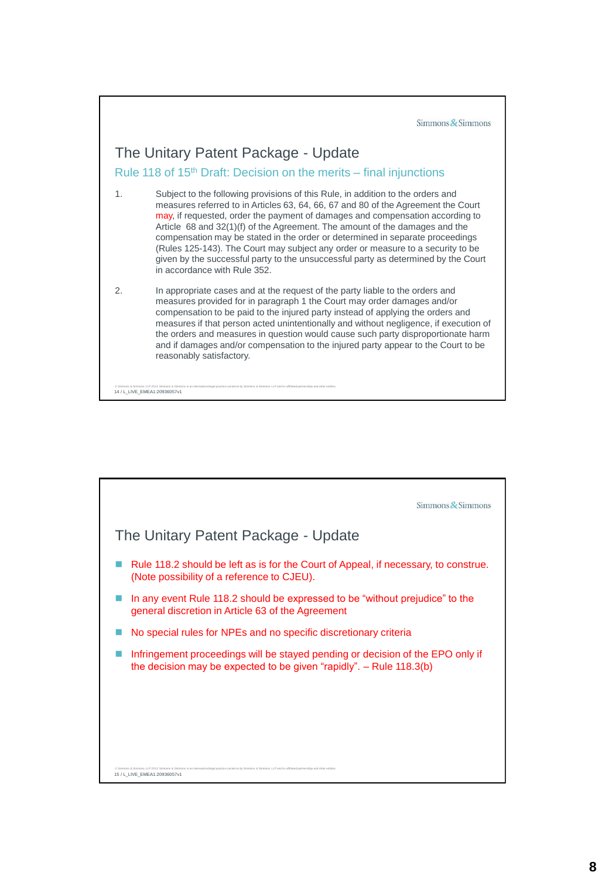## The Unitary Patent Package - Update

### Rule 118 of 15th Draft: Decision on the merits – final injunctions

1. Subject to the following provisions of this Rule, in addition to the orders and measures referred to in Articles 63, 64, 66, 67 and 80 of the Agreement the Court may, if requested, order the payment of damages and compensation according to Article 68 and 32(1)(f) of the Agreement. The amount of the damages and the compensation may be stated in the order or determined in separate proceedings (Rules 125-143). The Court may subject any order or measure to a security to be given by the successful party to the unsuccessful party as determined by the Court in accordance with Rule 352.

2. In appropriate cases and at the request of the party liable to the orders and measures provided for in paragraph 1 the Court may order damages and/or compensation to be paid to the injured party instead of applying the orders and measures if that person acted unintentionally and without negligence, if execution of the orders and measures in question would cause such party disproportionate harm and if damages and/or compensation to the injured party appear to the Court to be reasonably satisfactory.

## The Unitary Patent Package - Update

- Rule 118.2 should be left as is for the Court of Appeal, if necessary, to construe. (Note possibility of a reference to CJEU).
- In any event Rule 118.2 should be expressed to be "without prejudice" to the general discretion in Article 63 of the Agreement
- No special rules for NPEs and no specific discretionary criteria
- Infringement proceedings will be stayed pending or decision of the EPO only if the decision may be expected to be given "rapidly". – Rule 118.3(b)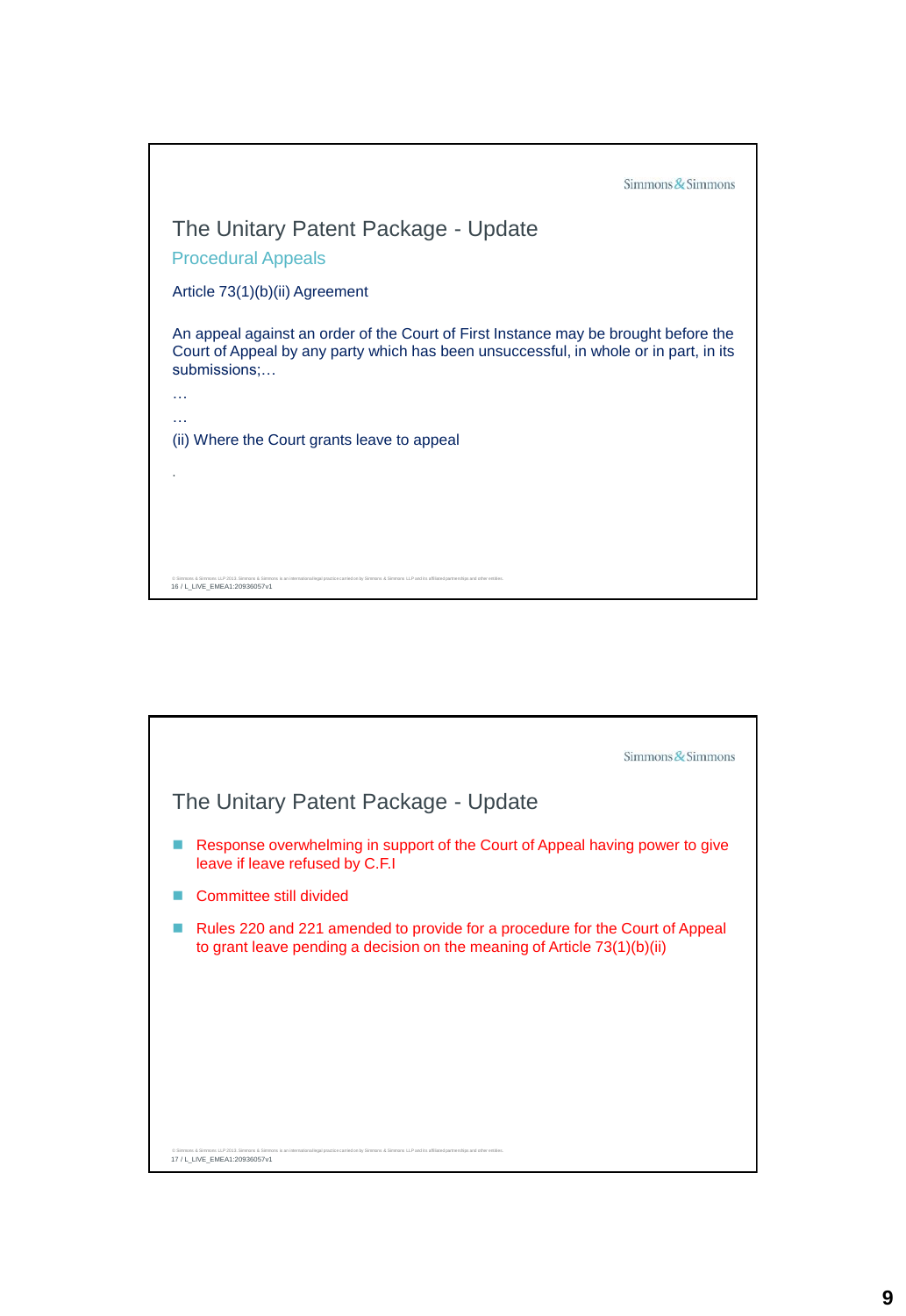## The Unitary Patent Package - Update

### Procedural Appeals

Article 73(1)(b)(ii) Agreement

An appeal against an order of the Court of First Instance may be brought before the Court of Appeal by any party which has been unsuccessful, in whole or in part, in its submissions;…

…

…

(ii) Where the Court grants leave to appeal

.

## The Unitary Patent Package - Update

- Response overwhelming in support of the Court of Appeal having power to give leave if leave refused by C.F.I
- Committee still divided
- Rules 220 and 221 amended to provide for a procedure for the Court of Appeal to grant leave pending a decision on the meaning of Article 73(1)(b)(ii)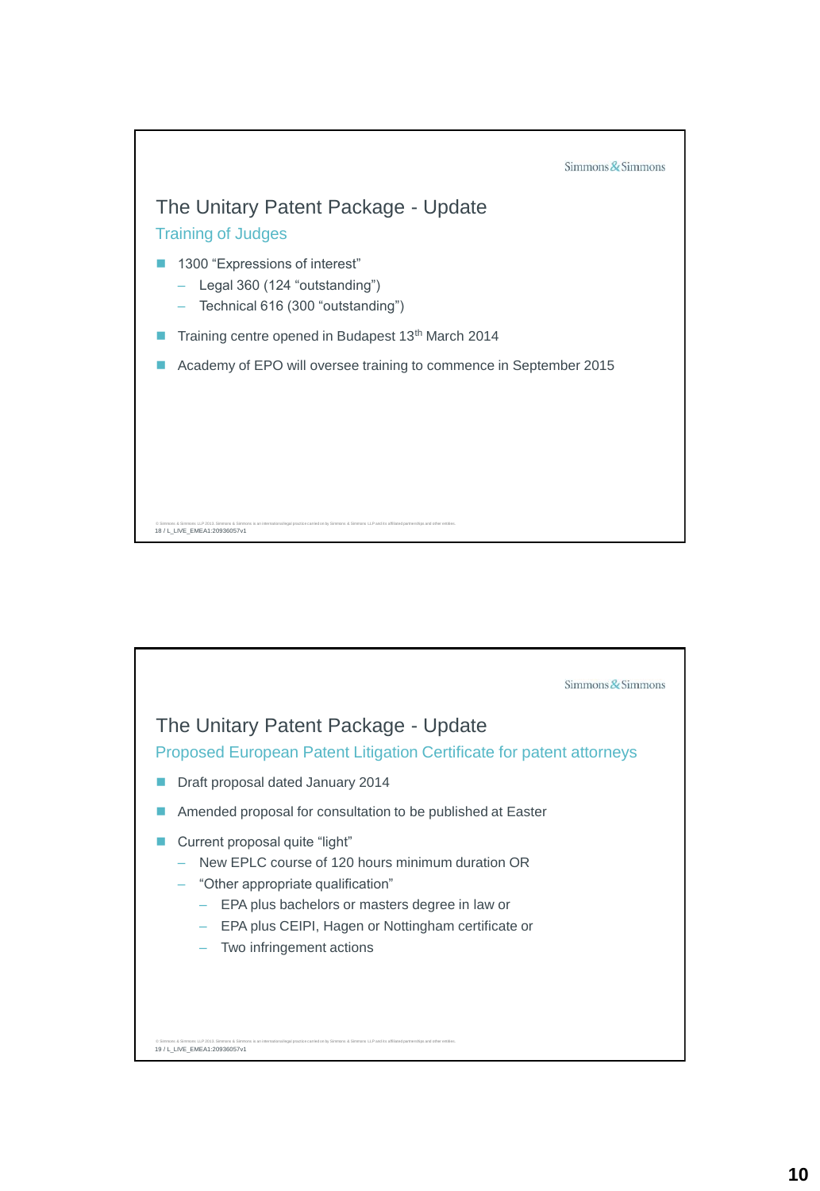## The Unitary Patent Package - Update

### Training of Judges

- 1300 "Expressions of interest"
  - Legal 360 (124 "outstanding")
  - Technical 616 (300 "outstanding")
- Training centre opened in Budapest 13th March 2014
- Academy of EPO will oversee training to commence in September 2015

## The Unitary Patent Package - Update

### Proposed European Patent Litigation Certificate for patent attorneys

- Draft proposal dated January 2014
- Amended proposal for consultation to be published at Easter
- Current proposal quite "light"
  - New EPLC course of 120 hours minimum duration OR
  - "Other appropriate qualification"
    - EPA plus bachelors or masters degree in law or
    - EPA plus CEIPI, Hagen or Nottingham certificate or
    - Two infringement actions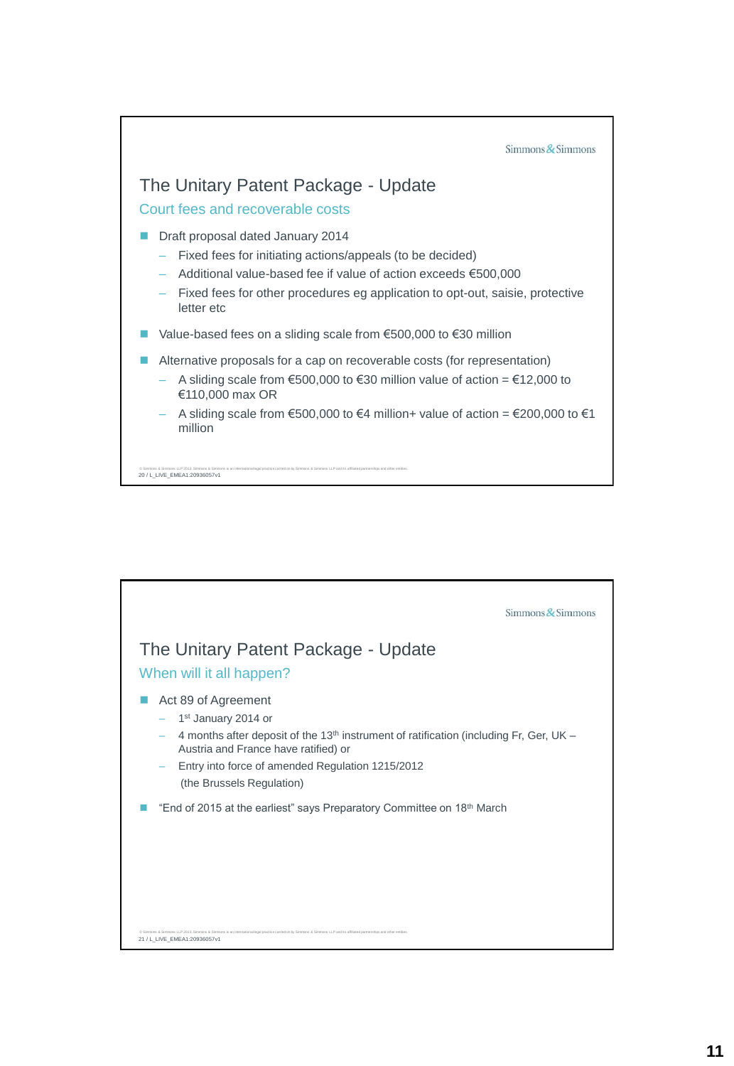## The Unitary Patent Package - Update

### Court fees and recoverable costs

- Draft proposal dated January 2014
  - Fixed fees for initiating actions/appeals (to be decided)
  - Additional value-based fee if value of action exceeds €500,000
  - Fixed fees for other procedures eg application to opt-out, saisie, protective letter etc
- Value-based fees on a sliding scale from €500,000 to €30 million
- Alternative proposals for a cap on recoverable costs (for representation)
  - A sliding scale from €500,000 to €30 million value of action = €12,000 to €110,000 max OR
  - A sliding scale from €500,000 to €4 million+ value of action = €200,000 to €1 million

## The Unitary Patent Package - Update

### When will it all happen?

- Act 89 of Agreement
  - 1st January 2014 or
  - 4 months after deposit of the 13th instrument of ratification (including Fr, Ger, UK – Austria and France have ratified) or
  - Entry into force of amended Regulation 1215/2012 (the Brussels Regulation)
- "End of 2015 at the earliest" says Preparatory Committee on 18th March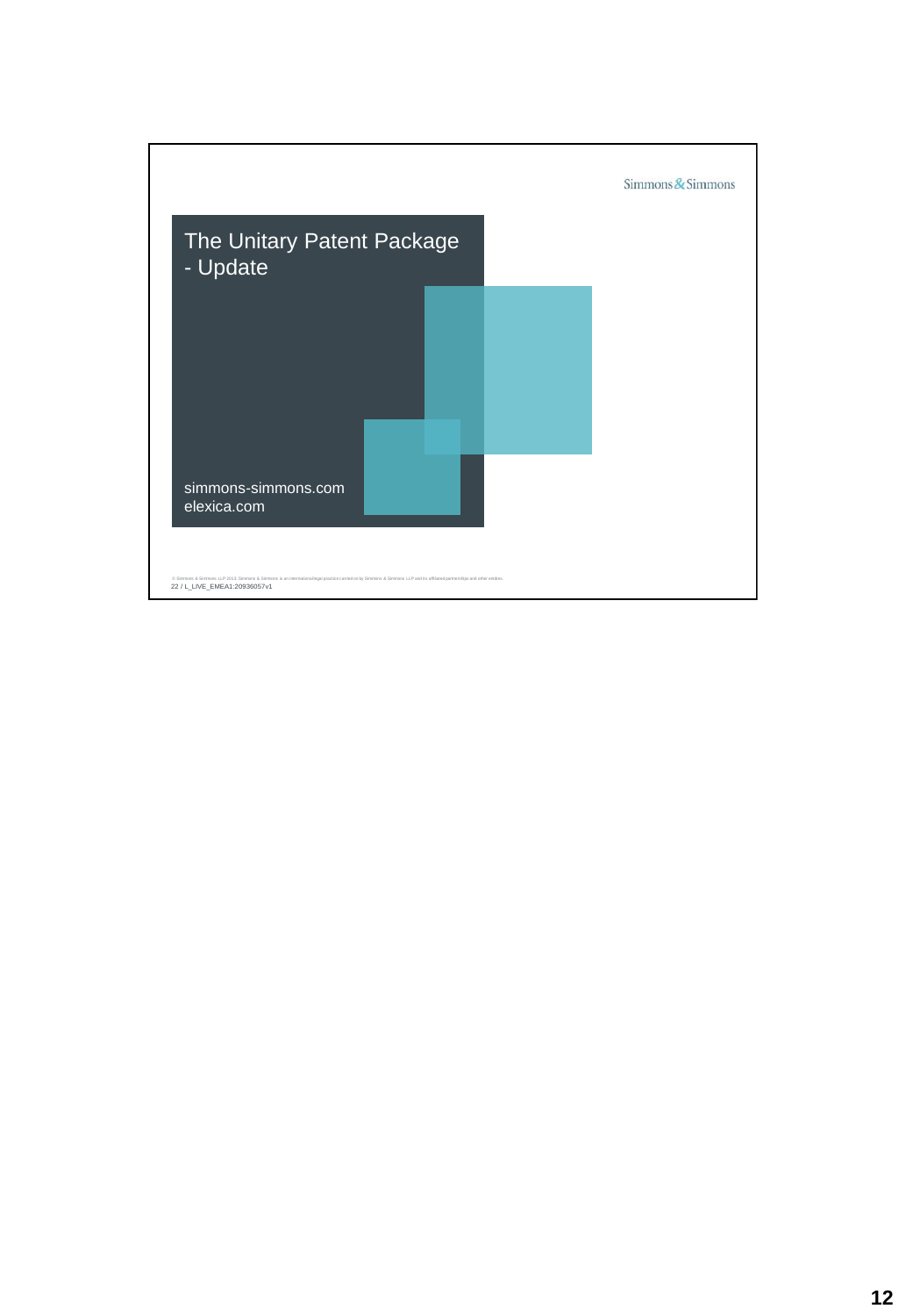Simmons & Simmons

# The Unitary Patent Package - Update

simmons-simmons.com
elexica.com

© Simmons & Simmons LLP 2013. Simmons & Simmons is an international legal practice carried on by Simmons & Simmons LLP and its affiliated partnerships and other entities.

22 / L_LIVE_EMEA1:20936057v1